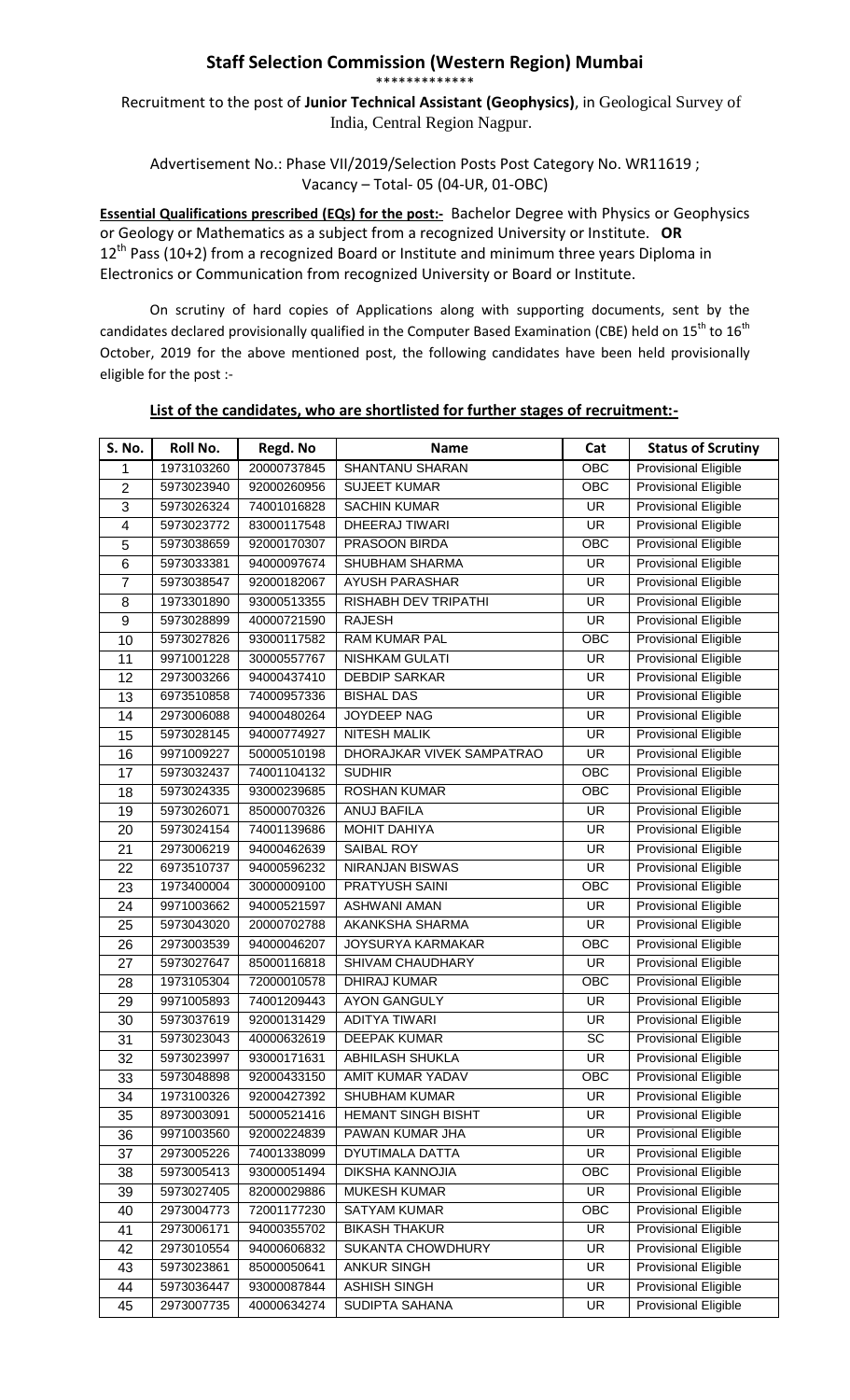# Staff Selection Commission (Western Region) Mumbai

\*\*\*\*\*\*\*\*\*\*\*\*\*

Recruitment to the post of **Junior Technical Assistant (Geophysics)**, in Geological Survey of India, Central Region Nagpur.

Advertisement No.: Phase VII/2019/Selection Posts Post Category No. WR11619 ; Vacancy – Total- 05 (04-UR, 01-OBC)

**Essential Qualifications prescribed (EQs) for the post:-** Bachelor Degree with Physics or Geophysics or Geology or Mathematics as a subject from a recognized University or Institute. **OR** 12th Pass (10+2) from a recognized Board or Institute and minimum three years Diploma in Electronics or Communication from recognized University or Board or Institute.

On scrutiny of hard copies of Applications along with supporting documents, sent by the candidates declared provisionally qualified in the Computer Based Examination (CBE) held on 15th to 16th October, 2019 for the above mentioned post, the following candidates have been held provisionally eligible for the post :-

**List of the candidates, who are shortlisted for further stages of recruitment:-**

| S. No. | Roll No. | Regd. No | Name | Cat | Status of Scrutiny |
|---|---|---|---|---|---|
| 1 | 1973103260 | 20000737845 | SHANTANU SHARAN | OBC | Provisional Eligible |
| 2 | 5973023940 | 92000260956 | SUJEET KUMAR | OBC | Provisional Eligible |
| 3 | 5973026324 | 74001016828 | SACHIN KUMAR | UR | Provisional Eligible |
| 4 | 5973023772 | 83000117548 | DHEERAJ TIWARI | UR | Provisional Eligible |
| 5 | 5973038659 | 92000170307 | PRASOON BIRDA | OBC | Provisional Eligible |
| 6 | 5973033381 | 94000097674 | SHUBHAM SHARMA | UR | Provisional Eligible |
| 7 | 5973038547 | 92000182067 | AYUSH PARASHAR | UR | Provisional Eligible |
| 8 | 1973301890 | 93000513355 | RISHABH DEV TRIPATHI | UR | Provisional Eligible |
| 9 | 5973028899 | 40000721590 | RAJESH | UR | Provisional Eligible |
| 10 | 5973027826 | 93000117582 | RAM KUMAR PAL | OBC | Provisional Eligible |
| 11 | 9971001228 | 30000557767 | NISHKAM GULATI | UR | Provisional Eligible |
| 12 | 2973003266 | 94000437410 | DEBDIP SARKAR | UR | Provisional Eligible |
| 13 | 6973510858 | 74000957336 | BISHAL DAS | UR | Provisional Eligible |
| 14 | 2973006088 | 94000480264 | JOYDEEP NAG | UR | Provisional Eligible |
| 15 | 5973028145 | 94000774927 | NITESH MALIK | UR | Provisional Eligible |
| 16 | 9971009227 | 50000510198 | DHORAJKAR VIVEK SAMPATRAO | UR | Provisional Eligible |
| 17 | 5973032437 | 74001104132 | SUDHIR | OBC | Provisional Eligible |
| 18 | 5973024335 | 93000239685 | ROSHAN KUMAR | OBC | Provisional Eligible |
| 19 | 5973026071 | 85000070326 | ANUJ BAFILA | UR | Provisional Eligible |
| 20 | 5973024154 | 74001139686 | MOHIT DAHIYA | UR | Provisional Eligible |
| 21 | 2973006219 | 94000462639 | SAIBAL ROY | UR | Provisional Eligible |
| 22 | 6973510737 | 94000596232 | NIRANJAN BISWAS | UR | Provisional Eligible |
| 23 | 1973400004 | 30000009100 | PRATYUSH SAINI | OBC | Provisional Eligible |
| 24 | 9971003662 | 94000521597 | ASHWANI AMAN | UR | Provisional Eligible |
| 25 | 5973043020 | 20000702788 | AKANKSHA SHARMA | UR | Provisional Eligible |
| 26 | 2973003539 | 94000046207 | JOYSURYA KARMAKAR | OBC | Provisional Eligible |
| 27 | 5973027647 | 85000116818 | SHIVAM CHAUDHARY | UR | Provisional Eligible |
| 28 | 1973105304 | 72000010578 | DHIRAJ KUMAR | OBC | Provisional Eligible |
| 29 | 9971005893 | 74001209443 | AYON GANGULY | UR | Provisional Eligible |
| 30 | 5973037619 | 92000131429 | ADITYA TIWARI | UR | Provisional Eligible |
| 31 | 5973023043 | 40000632619 | DEEPAK KUMAR | SC | Provisional Eligible |
| 32 | 5973023997 | 93000171631 | ABHILASH SHUKLA | UR | Provisional Eligible |
| 33 | 5973048898 | 92000433150 | AMIT KUMAR YADAV | OBC | Provisional Eligible |
| 34 | 1973100326 | 92000427392 | SHUBHAM KUMAR | UR | Provisional Eligible |
| 35 | 8973003091 | 50000521416 | HEMANT SINGH BISHT | UR | Provisional Eligible |
| 36 | 9971003560 | 92000224839 | PAWAN KUMAR JHA | UR | Provisional Eligible |
| 37 | 2973005226 | 74001338099 | DYUTIMALA DATTA | UR | Provisional Eligible |
| 38 | 5973005413 | 93000051494 | DIKSHA KANNOJIA | OBC | Provisional Eligible |
| 39 | 5973027405 | 82000029886 | MUKESH KUMAR | UR | Provisional Eligible |
| 40 | 2973004773 | 72001177230 | SATYAM KUMAR | OBC | Provisional Eligible |
| 41 | 2973006171 | 94000355702 | BIKASH THAKUR | UR | Provisional Eligible |
| 42 | 2973010554 | 94000606832 | SUKANTA CHOWDHURY | UR | Provisional Eligible |
| 43 | 5973023861 | 85000050641 | ANKUR SINGH | UR | Provisional Eligible |
| 44 | 5973036447 | 93000087844 | ASHISH SINGH | UR | Provisional Eligible |
| 45 | 2973007735 | 40000634274 | SUDIPTA SAHANA | UR | Provisional Eligible |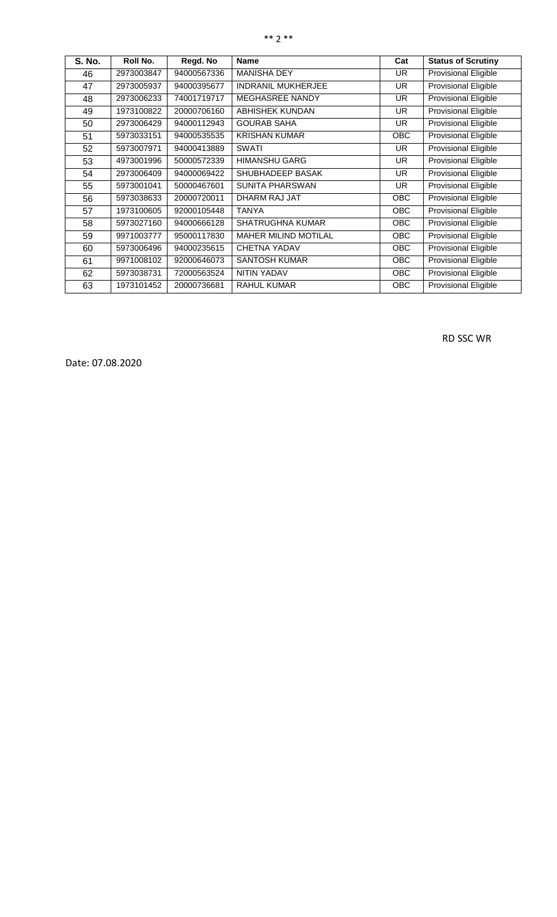| S. No. | Roll No. | Regd. No | Name | Cat | Status of Scrutiny |
|---|---|---|---|---|---|
| 46 | 2973003847 | 94000567336 | MANISHA DEY | UR | Provisional Eligible |
| 47 | 2973005937 | 94000395677 | INDRANIL MUKHERJEE | UR | Provisional Eligible |
| 48 | 2973006233 | 74001719717 | MEGHASREE NANDY | UR | Provisional Eligible |
| 49 | 1973100822 | 20000706160 | ABHISHEK KUNDAN | UR | Provisional Eligible |
| 50 | 2973006429 | 94000112943 | GOURAB SAHA | UR | Provisional Eligible |
| 51 | 5973033151 | 94000535535 | KRISHAN KUMAR | OBC | Provisional Eligible |
| 52 | 5973007971 | 94000413889 | SWATI | UR | Provisional Eligible |
| 53 | 4973001996 | 50000572339 | HIMANSHU GARG | UR | Provisional Eligible |
| 54 | 2973006409 | 94000069422 | SHUBHADEEP BASAK | UR | Provisional Eligible |
| 55 | 5973001041 | 50000467601 | SUNITA PHARSWAN | UR | Provisional Eligible |
| 56 | 5973038633 | 20000720011 | DHARM RAJ JAT | OBC | Provisional Eligible |
| 57 | 1973100605 | 92000105448 | TANYA | OBC | Provisional Eligible |
| 58 | 5973027160 | 94000666128 | SHATRUGHNA KUMAR | OBC | Provisional Eligible |
| 59 | 9971003777 | 95000117830 | MAHER MILIND MOTILAL | OBC | Provisional Eligible |
| 60 | 5973006496 | 94000235615 | CHETNA YADAV | OBC | Provisional Eligible |
| 61 | 9971008102 | 92000646073 | SANTOSH KUMAR | OBC | Provisional Eligible |
| 62 | 5973038731 | 72000563524 | NITIN YADAV | OBC | Provisional Eligible |
| 63 | 1973101452 | 20000736681 | RAHUL KUMAR | OBC | Provisional Eligible |

RD SSC WR

Date: 07.08.2020